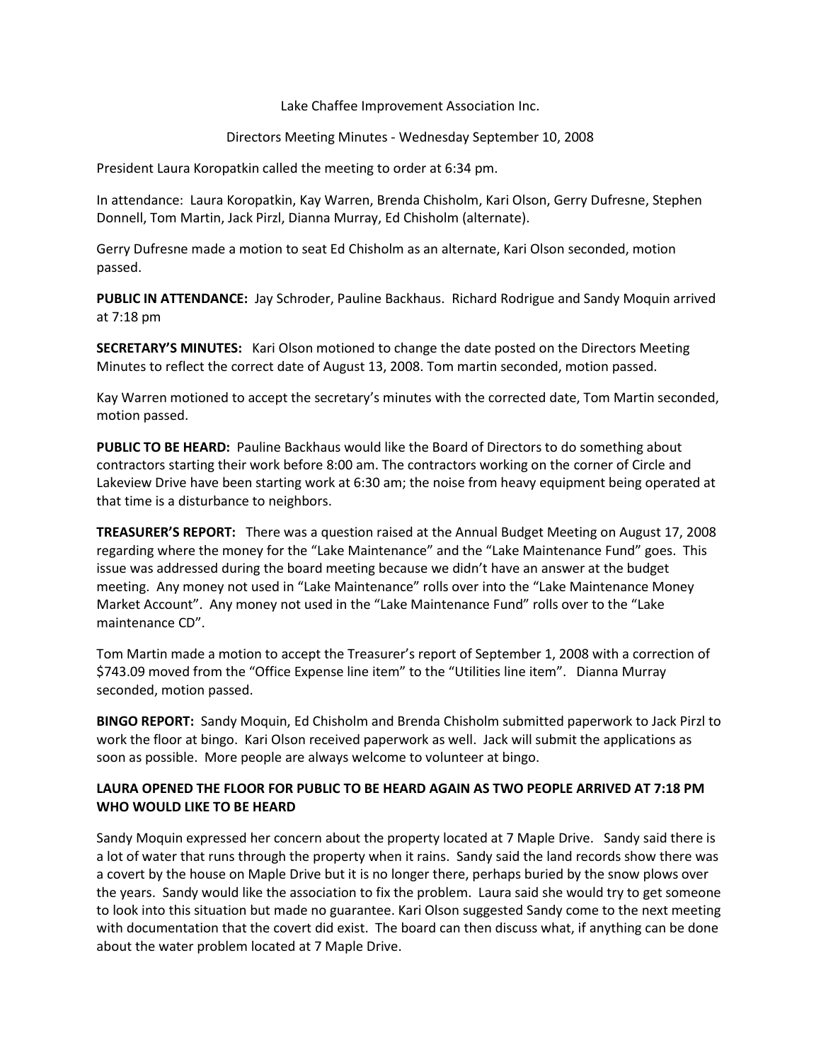Lake Chaffee Improvement Association Inc.

Directors Meeting Minutes - Wednesday September 10, 2008

President Laura Koropatkin called the meeting to order at 6:34 pm.

In attendance: Laura Koropatkin, Kay Warren, Brenda Chisholm, Kari Olson, Gerry Dufresne, Stephen Donnell, Tom Martin, Jack Pirzl, Dianna Murray, Ed Chisholm (alternate).

Gerry Dufresne made a motion to seat Ed Chisholm as an alternate, Kari Olson seconded, motion passed.

**PUBLIC IN ATTENDANCE:** Jay Schroder, Pauline Backhaus. Richard Rodrigue and Sandy Moquin arrived at 7:18 pm

**SECRETARY'S MINUTES:** Kari Olson motioned to change the date posted on the Directors Meeting Minutes to reflect the correct date of August 13, 2008. Tom martin seconded, motion passed.

Kay Warren motioned to accept the secretary's minutes with the corrected date, Tom Martin seconded, motion passed.

**PUBLIC TO BE HEARD:** Pauline Backhaus would like the Board of Directors to do something about contractors starting their work before 8:00 am. The contractors working on the corner of Circle and Lakeview Drive have been starting work at 6:30 am; the noise from heavy equipment being operated at that time is a disturbance to neighbors.

**TREASURER'S REPORT:** There was a question raised at the Annual Budget Meeting on August 17, 2008 regarding where the money for the "Lake Maintenance" and the "Lake Maintenance Fund" goes. This issue was addressed during the board meeting because we didn't have an answer at the budget meeting. Any money not used in "Lake Maintenance" rolls over into the "Lake Maintenance Money Market Account". Any money not used in the "Lake Maintenance Fund" rolls over to the "Lake maintenance CD".

Tom Martin made a motion to accept the Treasurer's report of September 1, 2008 with a correction of $743.09 moved from the "Office Expense line item" to the "Utilities line item". Dianna Murray seconded, motion passed.

**BINGO REPORT:** Sandy Moquin, Ed Chisholm and Brenda Chisholm submitted paperwork to Jack Pirzl to work the floor at bingo. Kari Olson received paperwork as well. Jack will submit the applications as soon as possible. More people are always welcome to volunteer at bingo.

**LAURA OPENED THE FLOOR FOR PUBLIC TO BE HEARD AGAIN AS TWO PEOPLE ARRIVED AT 7:18 PM WHO WOULD LIKE TO BE HEARD**

Sandy Moquin expressed her concern about the property located at 7 Maple Drive. Sandy said there is a lot of water that runs through the property when it rains. Sandy said the land records show there was a covert by the house on Maple Drive but it is no longer there, perhaps buried by the snow plows over the years. Sandy would like the association to fix the problem. Laura said she would try to get someone to look into this situation but made no guarantee. Kari Olson suggested Sandy come to the next meeting with documentation that the covert did exist. The board can then discuss what, if anything can be done about the water problem located at 7 Maple Drive.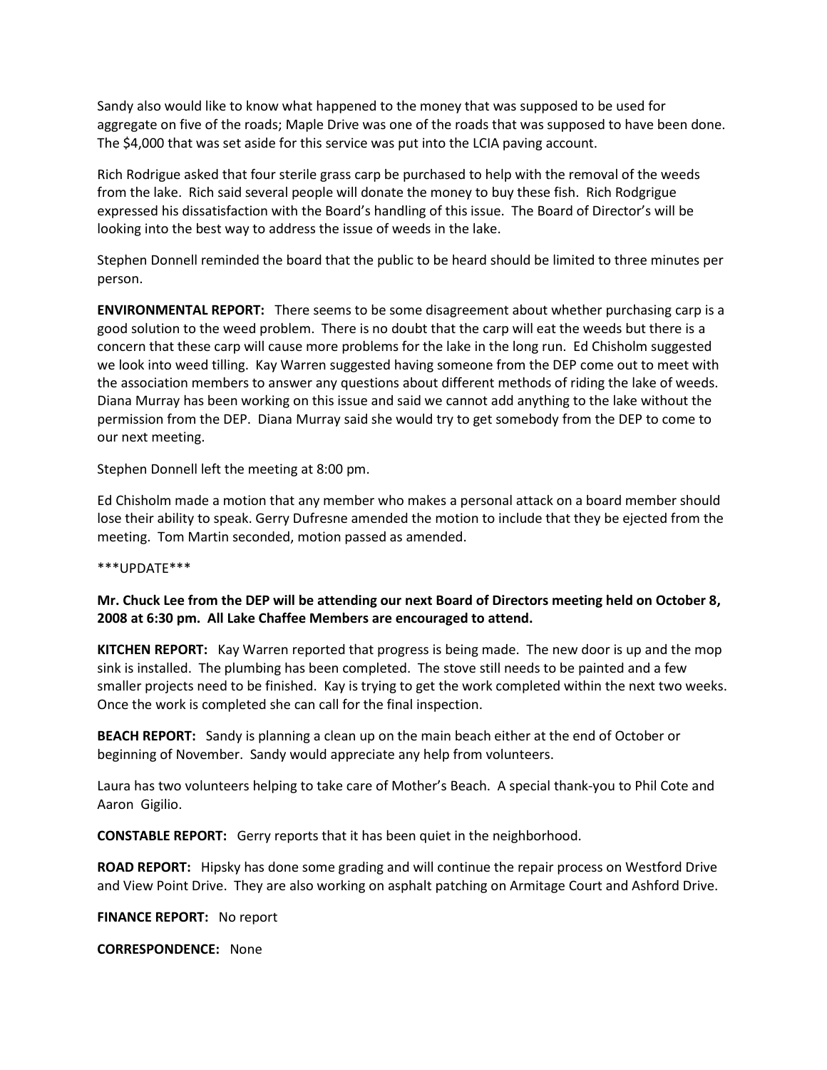Sandy also would like to know what happened to the money that was supposed to be used for aggregate on five of the roads; Maple Drive was one of the roads that was supposed to have been done. The $4,000 that was set aside for this service was put into the LCIA paving account.

Rich Rodrigue asked that four sterile grass carp be purchased to help with the removal of the weeds from the lake. Rich said several people will donate the money to buy these fish. Rich Rodgrigue expressed his dissatisfaction with the Board's handling of this issue. The Board of Director's will be looking into the best way to address the issue of weeds in the lake.

Stephen Donnell reminded the board that the public to be heard should be limited to three minutes per person.

**ENVIRONMENTAL REPORT:** There seems to be some disagreement about whether purchasing carp is a good solution to the weed problem. There is no doubt that the carp will eat the weeds but there is a concern that these carp will cause more problems for the lake in the long run. Ed Chisholm suggested we look into weed tilling. Kay Warren suggested having someone from the DEP come out to meet with the association members to answer any questions about different methods of riding the lake of weeds. Diana Murray has been working on this issue and said we cannot add anything to the lake without the permission from the DEP. Diana Murray said she would try to get somebody from the DEP to come to our next meeting.

Stephen Donnell left the meeting at 8:00 pm.

Ed Chisholm made a motion that any member who makes a personal attack on a board member should lose their ability to speak. Gerry Dufresne amended the motion to include that they be ejected from the meeting. Tom Martin seconded, motion passed as amended.

***UPDATE***

**Mr. Chuck Lee from the DEP will be attending our next Board of Directors meeting held on October 8, 2008 at 6:30 pm. All Lake Chaffee Members are encouraged to attend.**

**KITCHEN REPORT:** Kay Warren reported that progress is being made. The new door is up and the mop sink is installed. The plumbing has been completed. The stove still needs to be painted and a few smaller projects need to be finished. Kay is trying to get the work completed within the next two weeks. Once the work is completed she can call for the final inspection.

**BEACH REPORT:** Sandy is planning a clean up on the main beach either at the end of October or beginning of November. Sandy would appreciate any help from volunteers.

Laura has two volunteers helping to take care of Mother's Beach. A special thank-you to Phil Cote and Aaron Gigilio.

**CONSTABLE REPORT:** Gerry reports that it has been quiet in the neighborhood.

**ROAD REPORT:** Hipsky has done some grading and will continue the repair process on Westford Drive and View Point Drive. They are also working on asphalt patching on Armitage Court and Ashford Drive.

**FINANCE REPORT:** No report

**CORRESPONDENCE:** None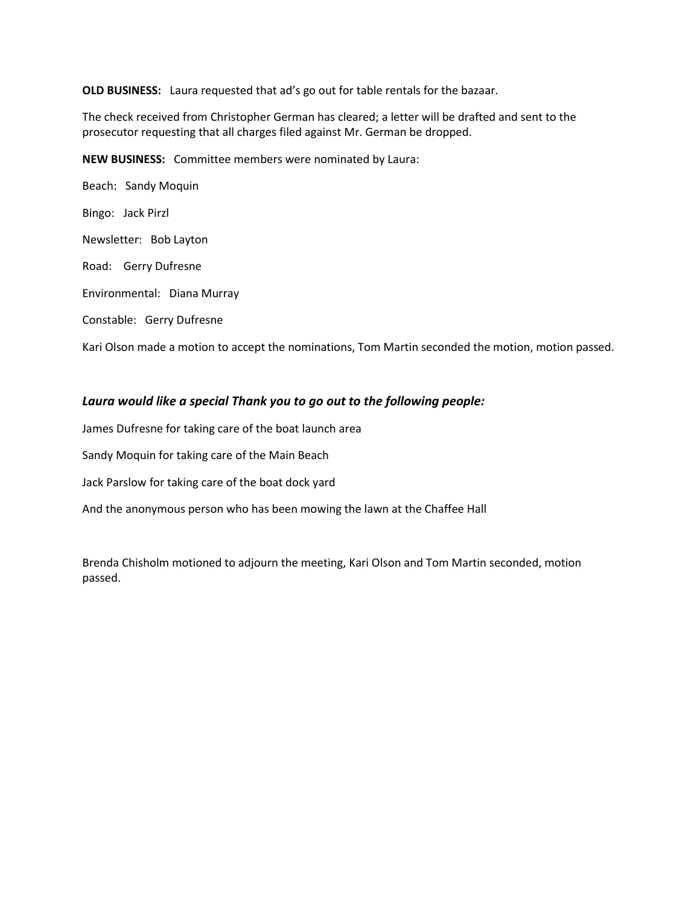**OLD BUSINESS:** Laura requested that ad's go out for table rentals for the bazaar.

The check received from Christopher German has cleared; a letter will be drafted and sent to the prosecutor requesting that all charges filed against Mr. German be dropped.

**NEW BUSINESS:** Committee members were nominated by Laura:

Beach: Sandy Moquin

Bingo: Jack Pirzl

Newsletter: Bob Layton

Road: Gerry Dufresne

Environmental: Diana Murray

Constable: Gerry Dufresne

Kari Olson made a motion to accept the nominations, Tom Martin seconded the motion, motion passed.

***Laura would like a special Thank you to go out to the following people:***

James Dufresne for taking care of the boat launch area

Sandy Moquin for taking care of the Main Beach

Jack Parslow for taking care of the boat dock yard

And the anonymous person who has been mowing the lawn at the Chaffee Hall

Brenda Chisholm motioned to adjourn the meeting, Kari Olson and Tom Martin seconded, motion passed.